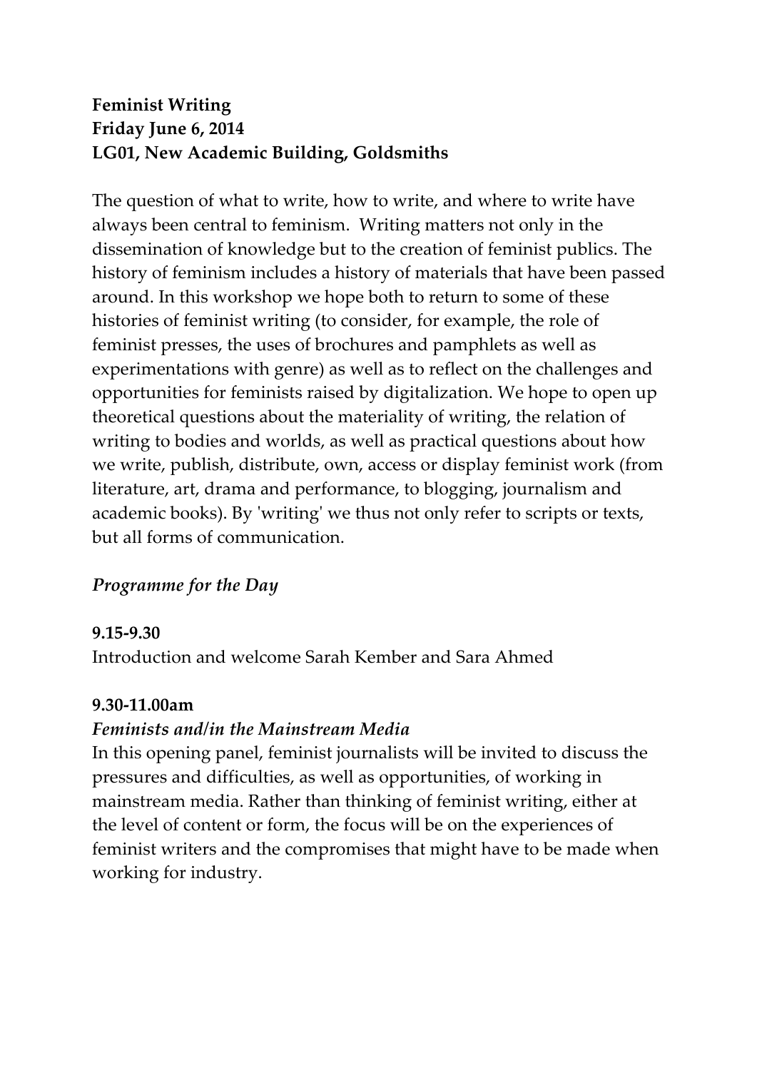**Feminist Writing**
**Friday June 6, 2014**
**LG01, New Academic Building, Goldsmiths**

The question of what to write, how to write, and where to write have always been central to feminism. Writing matters not only in the dissemination of knowledge but to the creation of feminist publics. The history of feminism includes a history of materials that have been passed around. In this workshop we hope both to return to some of these histories of feminist writing (to consider, for example, the role of feminist presses, the uses of brochures and pamphlets as well as experimentations with genre) as well as to reflect on the challenges and opportunities for feminists raised by digitalization. We hope to open up theoretical questions about the materiality of writing, the relation of writing to bodies and worlds, as well as practical questions about how we write, publish, distribute, own, access or display feminist work (from literature, art, drama and performance, to blogging, journalism and academic books). By 'writing' we thus not only refer to scripts or texts, but all forms of communication.

## *Programme for the Day*

**9.15-9.30**

Introduction and welcome Sarah Kember and Sara Ahmed

**9.30-11.00am**

***Feminists and/in the Mainstream Media***

In this opening panel, feminist journalists will be invited to discuss the pressures and difficulties, as well as opportunities, of working in mainstream media. Rather than thinking of feminist writing, either at the level of content or form, the focus will be on the experiences of feminist writers and the compromises that might have to be made when working for industry.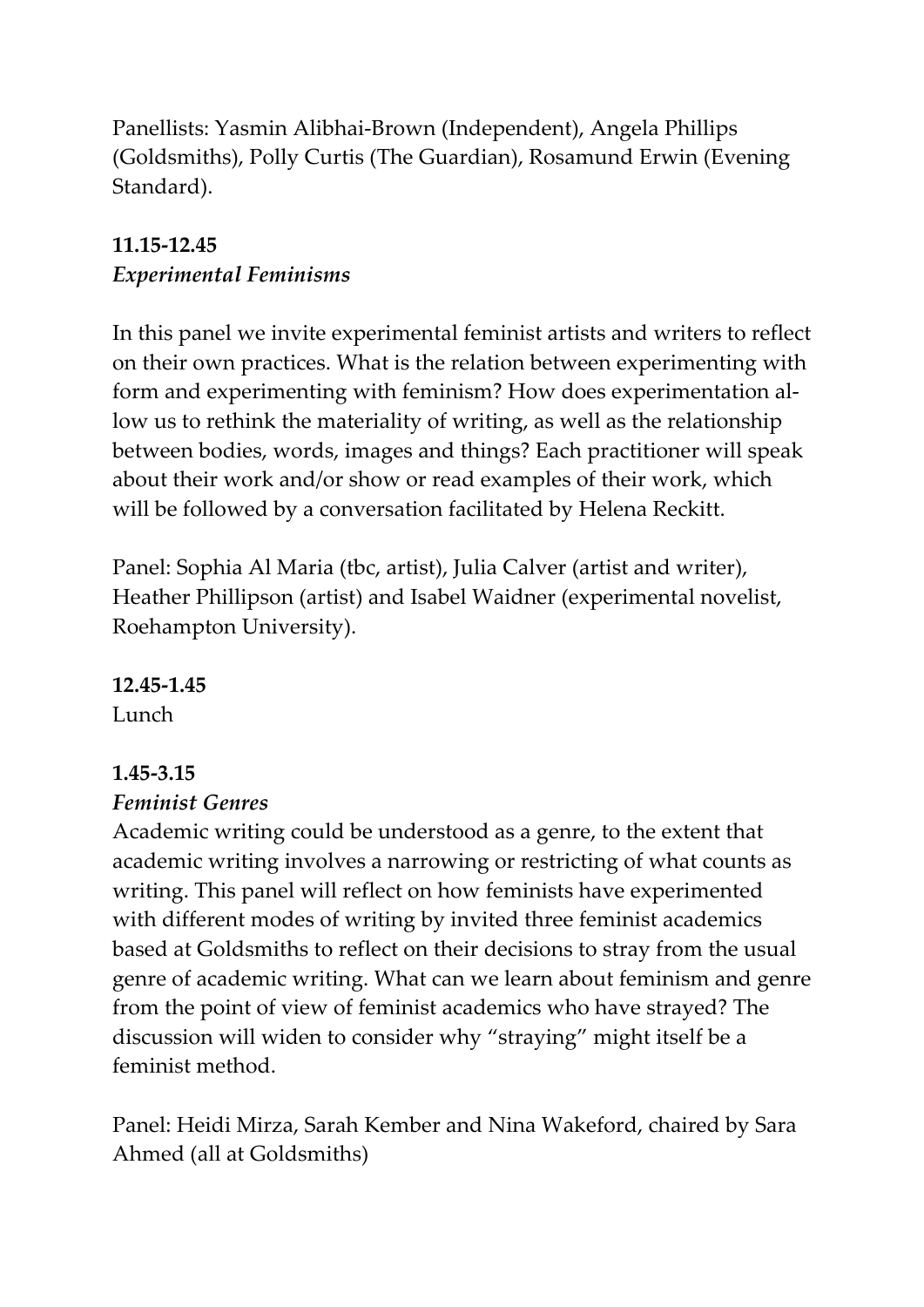Panellists: Yasmin Alibhai-Brown (Independent), Angela Phillips (Goldsmiths), Polly Curtis (The Guardian), Rosamund Erwin (Evening Standard).

**11.15-12.45**
***Experimental Feminisms***

In this panel we invite experimental feminist artists and writers to reflect on their own practices. What is the relation between experimenting with form and experimenting with feminism? How does experimentation allow us to rethink the materiality of writing, as well as the relationship between bodies, words, images and things? Each practitioner will speak about their work and/or show or read examples of their work, which will be followed by a conversation facilitated by Helena Reckitt.

Panel: Sophia Al Maria (tbc, artist), Julia Calver (artist and writer), Heather Phillipson (artist) and Isabel Waidner (experimental novelist, Roehampton University).

**12.45-1.45**
Lunch

**1.45-3.15**
***Feminist Genres***
Academic writing could be understood as a genre, to the extent that academic writing involves a narrowing or restricting of what counts as writing. This panel will reflect on how feminists have experimented with different modes of writing by invited three feminist academics based at Goldsmiths to reflect on their decisions to stray from the usual genre of academic writing. What can we learn about feminism and genre from the point of view of feminist academics who have strayed? The discussion will widen to consider why "straying" might itself be a feminist method.

Panel: Heidi Mirza, Sarah Kember and Nina Wakeford, chaired by Sara Ahmed (all at Goldsmiths)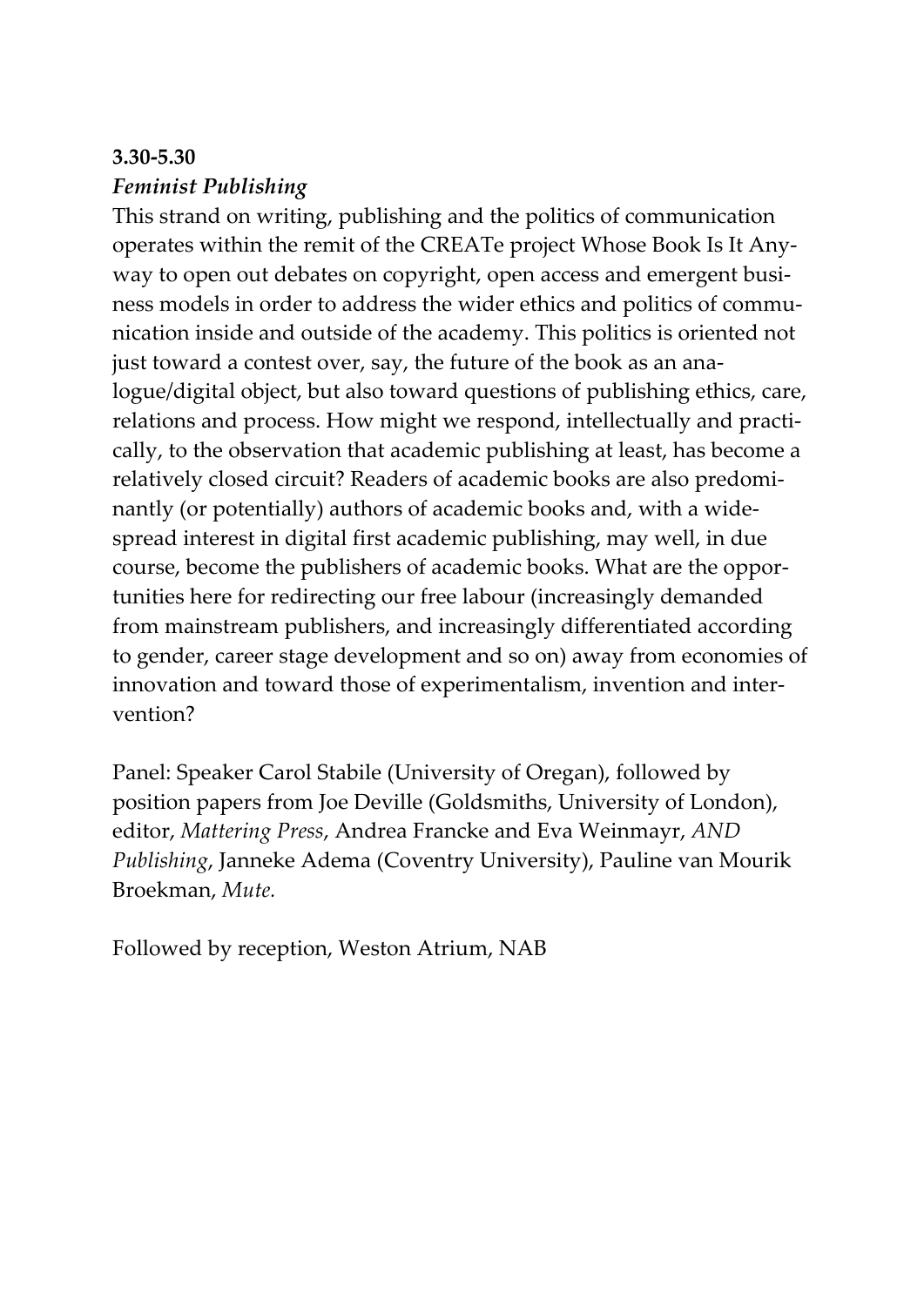**3.30-5.30**

***Feminist Publishing***

This strand on writing, publishing and the politics of communication operates within the remit of the CREATe project Whose Book Is It Anyway to open out debates on copyright, open access and emergent business models in order to address the wider ethics and politics of communication inside and outside of the academy. This politics is oriented not just toward a contest over, say, the future of the book as an analogue/digital object, but also toward questions of publishing ethics, care, relations and process. How might we respond, intellectually and practically, to the observation that academic publishing at least, has become a relatively closed circuit? Readers of academic books are also predominantly (or potentially) authors of academic books and, with a widespread interest in digital first academic publishing, may well, in due course, become the publishers of academic books. What are the opportunities here for redirecting our free labour (increasingly demanded from mainstream publishers, and increasingly differentiated according to gender, career stage development and so on) away from economies of innovation and toward those of experimentalism, invention and intervention?

Panel: Speaker Carol Stabile (University of Oregan), followed by position papers from Joe Deville (Goldsmiths, University of London), editor, *Mattering Press*, Andrea Francke and Eva Weinmayr, *AND Publishing*, Janneke Adema (Coventry University), Pauline van Mourik Broekman, *Mute.*

Followed by reception, Weston Atrium, NAB